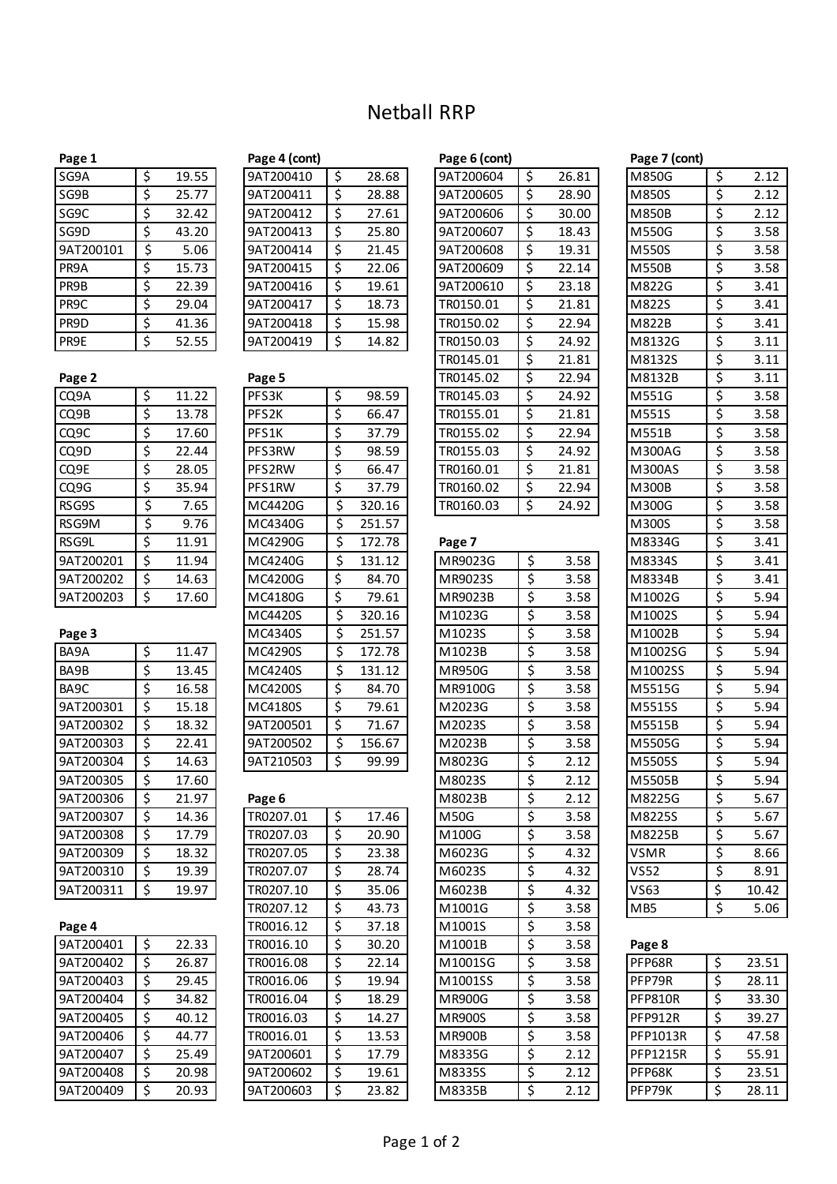# Netball RRP

**Page 1**

| Code | Price |
|---|---|
| SG9A | $ 19.55 |
| SG9B | $ 25.77 |
| SG9C | $ 32.42 |
| SG9D | $ 43.20 |
| 9AT200101 | $ 5.06 |
| PR9A | $ 15.73 |
| PR9B | $ 22.39 |
| PR9C | $ 29.04 |
| PR9D | $ 41.36 |
| PR9E | $ 52.55 |

**Page 2**

| Code | Price |
|---|---|
| CQ9A | $ 11.22 |
| CQ9B | $ 13.78 |
| CQ9C | $ 17.60 |
| CQ9D | $ 22.44 |
| CQ9E | $ 28.05 |
| CQ9G | $ 35.94 |
| RSG9S | $ 7.65 |
| RSG9M | $ 9.76 |
| RSG9L | $ 11.91 |
| 9AT200201 | $ 11.94 |
| 9AT200202 | $ 14.63 |
| 9AT200203 | $ 17.60 |

**Page 3**

| Code | Price |
|---|---|
| BA9A | $ 11.47 |
| BA9B | $ 13.45 |
| BA9C | $ 16.58 |
| 9AT200301 | $ 15.18 |
| 9AT200302 | $ 18.32 |
| 9AT200303 | $ 22.41 |
| 9AT200304 | $ 14.63 |
| 9AT200305 | $ 17.60 |
| 9AT200306 | $ 21.97 |
| 9AT200307 | $ 14.36 |
| 9AT200308 | $ 17.79 |
| 9AT200309 | $ 18.32 |
| 9AT200310 | $ 19.39 |
| 9AT200311 | $ 19.97 |

**Page 4**

| Code | Price |
|---|---|
| 9AT200401 | $ 22.33 |
| 9AT200402 | $ 26.87 |
| 9AT200403 | $ 29.45 |
| 9AT200404 | $ 34.82 |
| 9AT200405 | $ 40.12 |
| 9AT200406 | $ 44.77 |
| 9AT200407 | $ 25.49 |
| 9AT200408 | $ 20.98 |
| 9AT200409 | $ 20.93 |

**Page 4 (cont)**

| Code | Price |
|---|---|
| 9AT200410 | $ 28.68 |
| 9AT200411 | $ 28.88 |
| 9AT200412 | $ 27.61 |
| 9AT200413 | $ 25.80 |
| 9AT200414 | $ 21.45 |
| 9AT200415 | $ 22.06 |
| 9AT200416 | $ 19.61 |
| 9AT200417 | $ 18.73 |
| 9AT200418 | $ 15.98 |
| 9AT200419 | $ 14.82 |

**Page 5**

| Code | Price |
|---|---|
| PFS3K | $ 98.59 |
| PFS2K | $ 66.47 |
| PFS1K | $ 37.79 |
| PFS3RW | $ 98.59 |
| PFS2RW | $ 66.47 |
| PFS1RW | $ 37.79 |
| MC4420G | $ 320.16 |
| MC4340G | $ 251.57 |
| MC4290G | $ 172.78 |
| MC4240G | $ 131.12 |
| MC4200G | $ 84.70 |
| MC4180G | $ 79.61 |
| MC4420S | $ 320.16 |
| MC4340S | $ 251.57 |
| MC4290S | $ 172.78 |
| MC4240S | $ 131.12 |
| MC4200S | $ 84.70 |
| MC4180S | $ 79.61 |
| 9AT200501 | $ 71.67 |
| 9AT200502 | $ 156.67 |
| 9AT210503 | $ 99.99 |

**Page 6**

| Code | Price |
|---|---|
| TR0207.01 | $ 17.46 |
| TR0207.03 | $ 20.90 |
| TR0207.05 | $ 23.38 |
| TR0207.07 | $ 28.74 |
| TR0207.10 | $ 35.06 |
| TR0207.12 | $ 43.73 |
| TR0016.12 | $ 37.18 |
| TR0016.10 | $ 30.20 |
| TR0016.08 | $ 22.14 |
| TR0016.06 | $ 19.94 |
| TR0016.04 | $ 18.29 |
| TR0016.03 | $ 14.27 |
| TR0016.01 | $ 13.53 |
| 9AT200601 | $ 17.79 |
| 9AT200602 | $ 19.61 |
| 9AT200603 | $ 23.82 |

**Page 6 (cont)**

| Code | Price |
|---|---|
| 9AT200604 | $ 26.81 |
| 9AT200605 | $ 28.90 |
| 9AT200606 | $ 30.00 |
| 9AT200607 | $ 18.43 |
| 9AT200608 | $ 19.31 |
| 9AT200609 | $ 22.14 |
| 9AT200610 | $ 23.18 |
| TR0150.01 | $ 21.81 |
| TR0150.02 | $ 22.94 |
| TR0150.03 | $ 24.92 |
| TR0145.01 | $ 21.81 |
| TR0145.02 | $ 22.94 |
| TR0145.03 | $ 24.92 |
| TR0155.01 | $ 21.81 |
| TR0155.02 | $ 22.94 |
| TR0155.03 | $ 24.92 |
| TR0160.01 | $ 21.81 |
| TR0160.02 | $ 22.94 |
| TR0160.03 | $ 24.92 |

**Page 7**

| Code | Price |
|---|---|
| MR9023G | $ 3.58 |
| MR9023S | $ 3.58 |
| MR9023B | $ 3.58 |
| M1023G | $ 3.58 |
| M1023S | $ 3.58 |
| M1023B | $ 3.58 |
| MR950G | $ 3.58 |
| MR9100G | $ 3.58 |
| M2023G | $ 3.58 |
| M2023S | $ 3.58 |
| M2023B | $ 3.58 |
| M8023G | $ 2.12 |
| M8023S | $ 2.12 |
| M8023B | $ 2.12 |
| M50G | $ 3.58 |
| M100G | $ 3.58 |
| M6023G | $ 4.32 |
| M6023S | $ 4.32 |
| M6023B | $ 4.32 |
| M1001G | $ 3.58 |
| M1001S | $ 3.58 |
| M1001B | $ 3.58 |
| M1001SG | $ 3.58 |
| M1001SS | $ 3.58 |
| MR900G | $ 3.58 |
| MR900S | $ 3.58 |
| MR900B | $ 3.58 |
| M8335G | $ 2.12 |
| M8335S | $ 2.12 |
| M8335B | $ 2.12 |

**Page 7 (cont)**

| Code | Price |
|---|---|
| M850G | $ 2.12 |
| M850S | $ 2.12 |
| M850B | $ 2.12 |
| M550G | $ 3.58 |
| M550S | $ 3.58 |
| M550B | $ 3.58 |
| M822G | $ 3.41 |
| M822S | $ 3.41 |
| M822B | $ 3.41 |
| M8132G | $ 3.11 |
| M8132S | $ 3.11 |
| M8132B | $ 3.11 |
| M551G | $ 3.58 |
| M551S | $ 3.58 |
| M551B | $ 3.58 |
| M300AG | $ 3.58 |
| M300AS | $ 3.58 |
| M300B | $ 3.58 |
| M300G | $ 3.58 |
| M300S | $ 3.58 |
| M8334G | $ 3.41 |
| M8334S | $ 3.41 |
| M8334B | $ 3.41 |
| M1002G | $ 5.94 |
| M1002S | $ 5.94 |
| M1002B | $ 5.94 |
| M1002SG | $ 5.94 |
| M1002SS | $ 5.94 |
| M5515G | $ 5.94 |
| M5515S | $ 5.94 |
| M5515B | $ 5.94 |
| M5505G | $ 5.94 |
| M5505S | $ 5.94 |
| M5505B | $ 5.94 |
| M8225G | $ 5.67 |
| M8225S | $ 5.67 |
| M8225B | $ 5.67 |
| VSMR | $ 8.66 |
| VS52 | $ 8.91 |
| VS63 | $ 10.42 |
| MB5 | $ 5.06 |

**Page 8**

| Code | Price |
|---|---|
| PFP68R | $ 23.51 |
| PFP79R | $ 28.11 |
| PFP810R | $ 33.30 |
| PFP912R | $ 39.27 |
| PFP1013R | $ 47.58 |
| PFP1215R | $ 55.91 |
| PFP68K | $ 23.51 |
| PFP79K | $ 28.11 |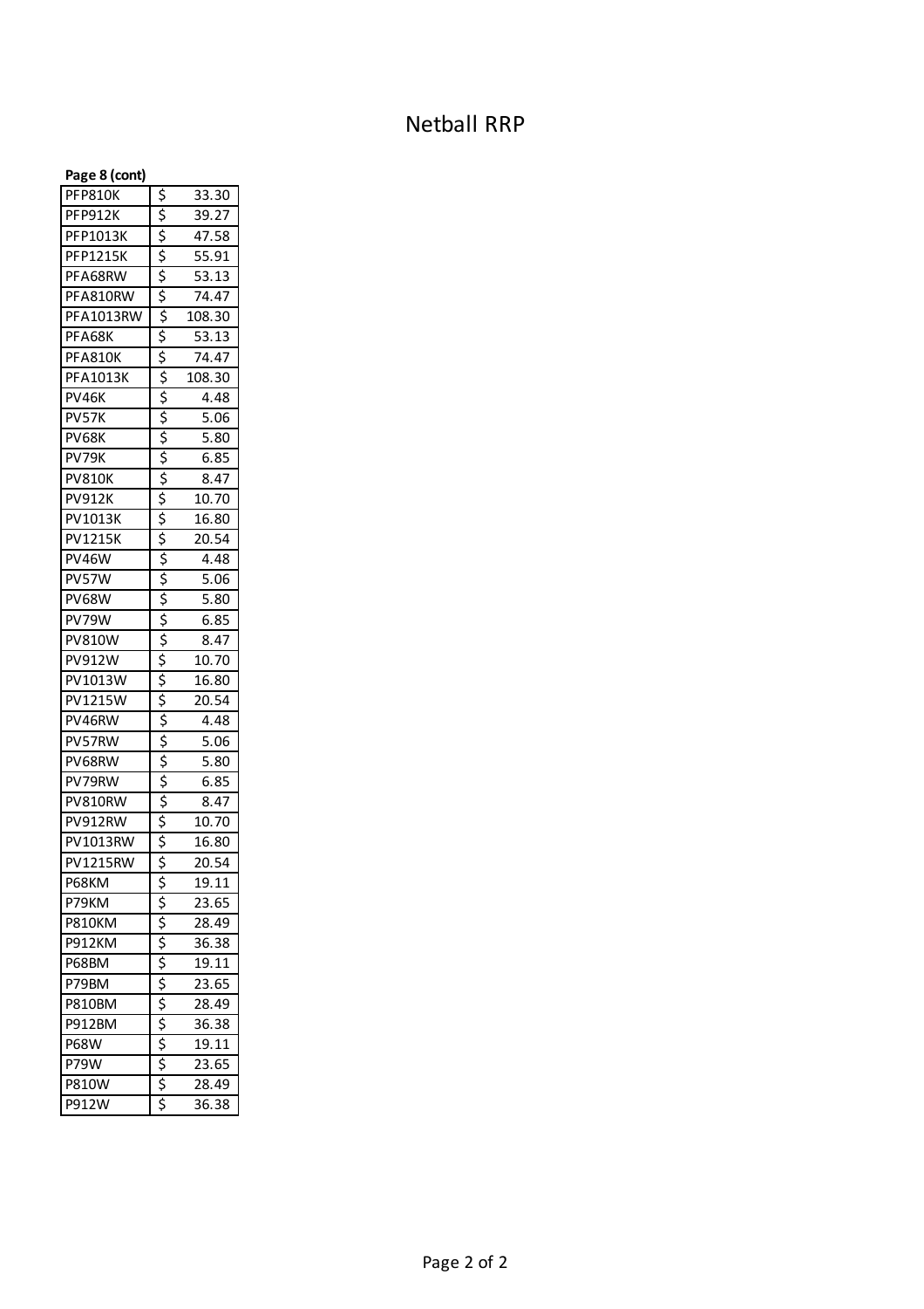# Netball RRP

**Page 8 (cont)**

| | | |
|---|---|---|
| PFP810K | $ | 33.30 |
| PFP912K | $ | 39.27 |
| PFP1013K | $ | 47.58 |
| PFP1215K | $ | 55.91 |
| PFA68RW | $ | 53.13 |
| PFA810RW | $ | 74.47 |
| PFA1013RW | $ | 108.30 |
| PFA68K | $ | 53.13 |
| PFA810K | $ | 74.47 |
| PFA1013K | $ | 108.30 |
| PV46K | $ | 4.48 |
| PV57K | $ | 5.06 |
| PV68K | $ | 5.80 |
| PV79K | $ | 6.85 |
| PV810K | $ | 8.47 |
| PV912K | $ | 10.70 |
| PV1013K | $ | 16.80 |
| PV1215K | $ | 20.54 |
| PV46W | $ | 4.48 |
| PV57W | $ | 5.06 |
| PV68W | $ | 5.80 |
| PV79W | $ | 6.85 |
| PV810W | $ | 8.47 |
| PV912W | $ | 10.70 |
| PV1013W | $ | 16.80 |
| PV1215W | $ | 20.54 |
| PV46RW | $ | 4.48 |
| PV57RW | $ | 5.06 |
| PV68RW | $ | 5.80 |
| PV79RW | $ | 6.85 |
| PV810RW | $ | 8.47 |
| PV912RW | $ | 10.70 |
| PV1013RW | $ | 16.80 |
| PV1215RW | $ | 20.54 |
| P68KM | $ | 19.11 |
| P79KM | $ | 23.65 |
| P810KM | $ | 28.49 |
| P912KM | $ | 36.38 |
| P68BM | $ | 19.11 |
| P79BM | $ | 23.65 |
| P810BM | $ | 28.49 |
| P912BM | $ | 36.38 |
| P68W | $ | 19.11 |
| P79W | $ | 23.65 |
| P810W | $ | 28.49 |
| P912W | $ | 36.38 |